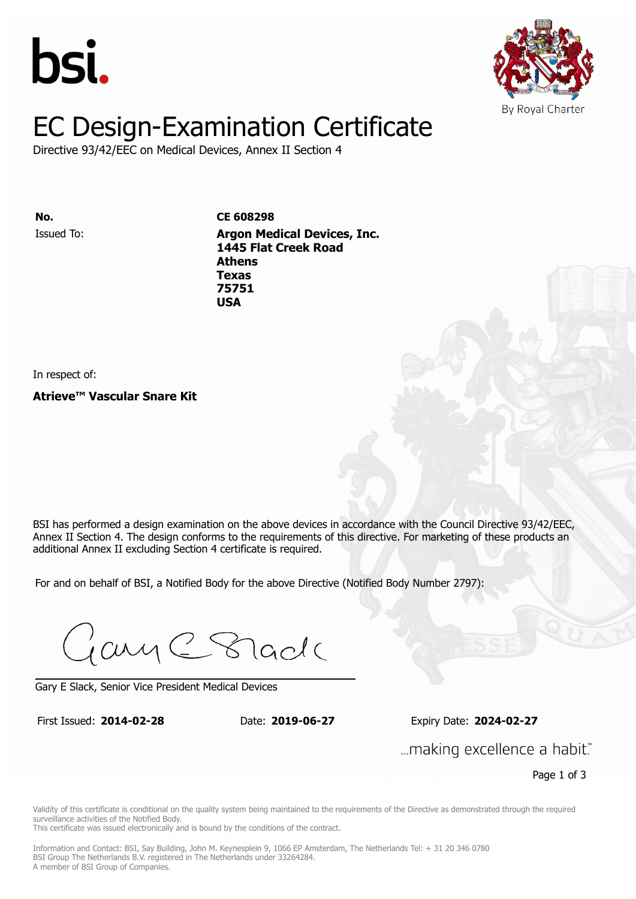bsi.

By Royal Charter

# EC Design-Examination Certificate

Directive 93/42/EEC on Medical Devices, Annex II Section 4

| | |
|---|---|
| **No.** | **CE 608298** |
| Issued To: | **Argon Medical Devices, Inc.**<br>**1445 Flat Creek Road**<br>**Athens**<br>**Texas**<br>**75751**<br>**USA** |

In respect of:

**Atrieve™ Vascular Snare Kit**

BSI has performed a design examination on the above devices in accordance with the Council Directive 93/42/EEC, Annex II Section 4. The design conforms to the requirements of this directive. For marketing of these products an additional Annex II excluding Section 4 certificate is required.

For and on behalf of BSI, a Notified Body for the above Directive (Notified Body Number 2797):

Gary E Slack, Senior Vice President Medical Devices

First Issued: **2014-02-28** Date: **2019-06-27** Expiry Date: **2024-02-27**

...making excellence a habit.™

Validity of this certificate is conditional on the quality system being maintained to the requirements of the Directive as demonstrated through the required surveillance activities of the Notified Body.
This certificate was issued electronically and is bound by the conditions of the contract.

Information and Contact: BSI, Say Building, John M. Keynesplein 9, 1066 EP Amsterdam, The Netherlands Tel: + 31 20 346 0780
BSI Group The Netherlands B.V. registered in The Netherlands under 33264284.
A member of BSI Group of Companies.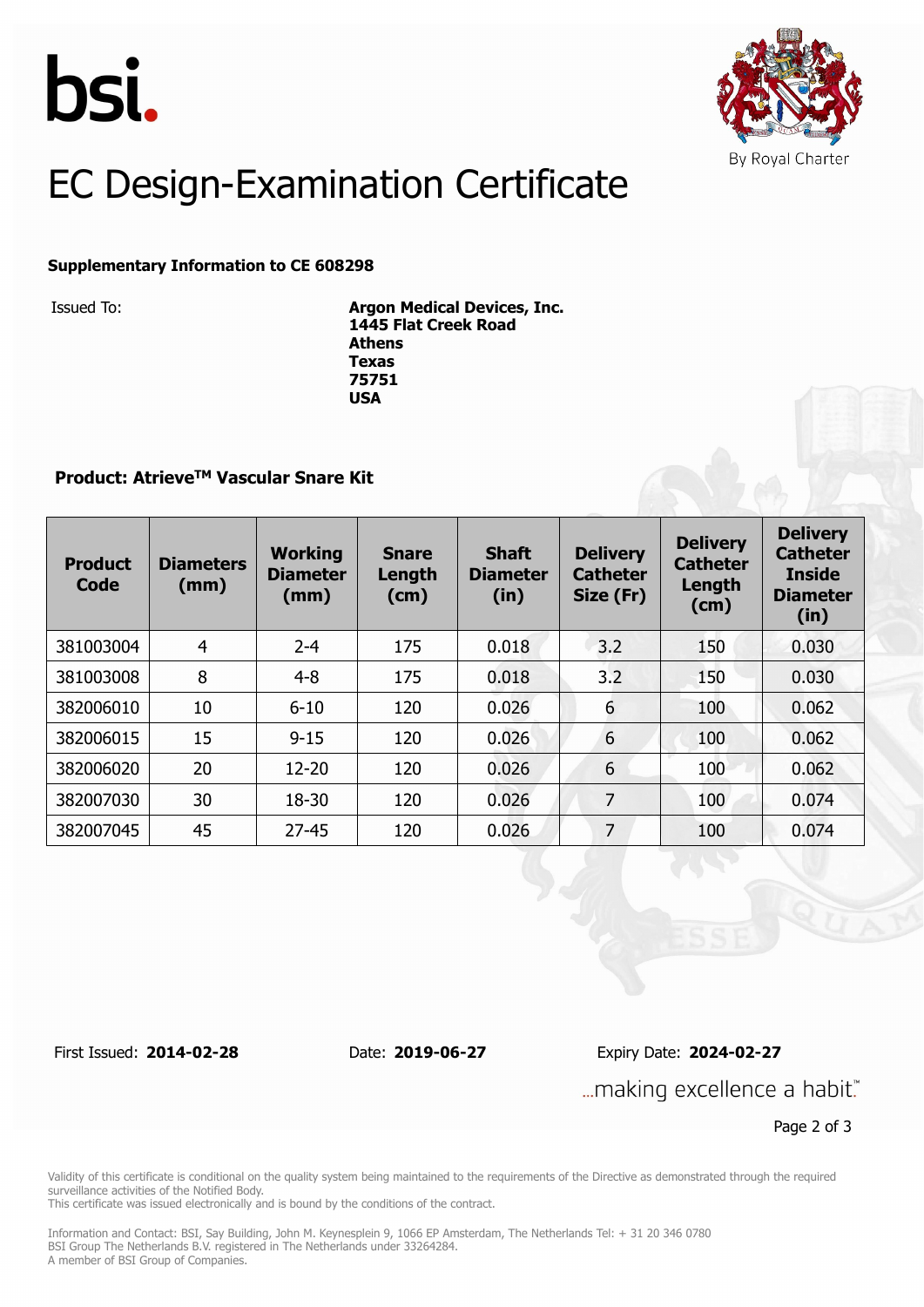bsi.

By Royal Charter

# EC Design-Examination Certificate

**Supplementary Information to CE 608298**

Issued To: **Argon Medical Devices, Inc.**
**1445 Flat Creek Road**
**Athens**
**Texas**
**75751**
**USA**

**Product: Atrieve$^{TM}$ Vascular Snare Kit**

| Product Code | Diameters (mm) | Working Diameter (mm) | Snare Length (cm) | Shaft Diameter (in) | Delivery Catheter Size (Fr) | Delivery Catheter Length (cm) | Delivery Catheter Inside Diameter (in) |
|---|---|---|---|---|---|---|---|
| 381003004 | 4 | 2-4 | 175 | 0.018 | 3.2 | 150 | 0.030 |
| 381003008 | 8 | 4-8 | 175 | 0.018 | 3.2 | 150 | 0.030 |
| 382006010 | 10 | 6-10 | 120 | 0.026 | 6 | 100 | 0.062 |
| 382006015 | 15 | 9-15 | 120 | 0.026 | 6 | 100 | 0.062 |
| 382006020 | 20 | 12-20 | 120 | 0.026 | 6 | 100 | 0.062 |
| 382007030 | 30 | 18-30 | 120 | 0.026 | 7 | 100 | 0.074 |
| 382007045 | 45 | 27-45 | 120 | 0.026 | 7 | 100 | 0.074 |

First Issued: **2014-02-28** Date: **2019-06-27** Expiry Date: **2024-02-27**

...making excellence a habit.™

Validity of this certificate is conditional on the quality system being maintained to the requirements of the Directive as demonstrated through the required surveillance activities of the Notified Body.
This certificate was issued electronically and is bound by the conditions of the contract.

Information and Contact: BSI, Say Building, John M. Keynesplein 9, 1066 EP Amsterdam, The Netherlands Tel: + 31 20 346 0780
BSI Group The Netherlands B.V. registered in The Netherlands under 33264284.
A member of BSI Group of Companies.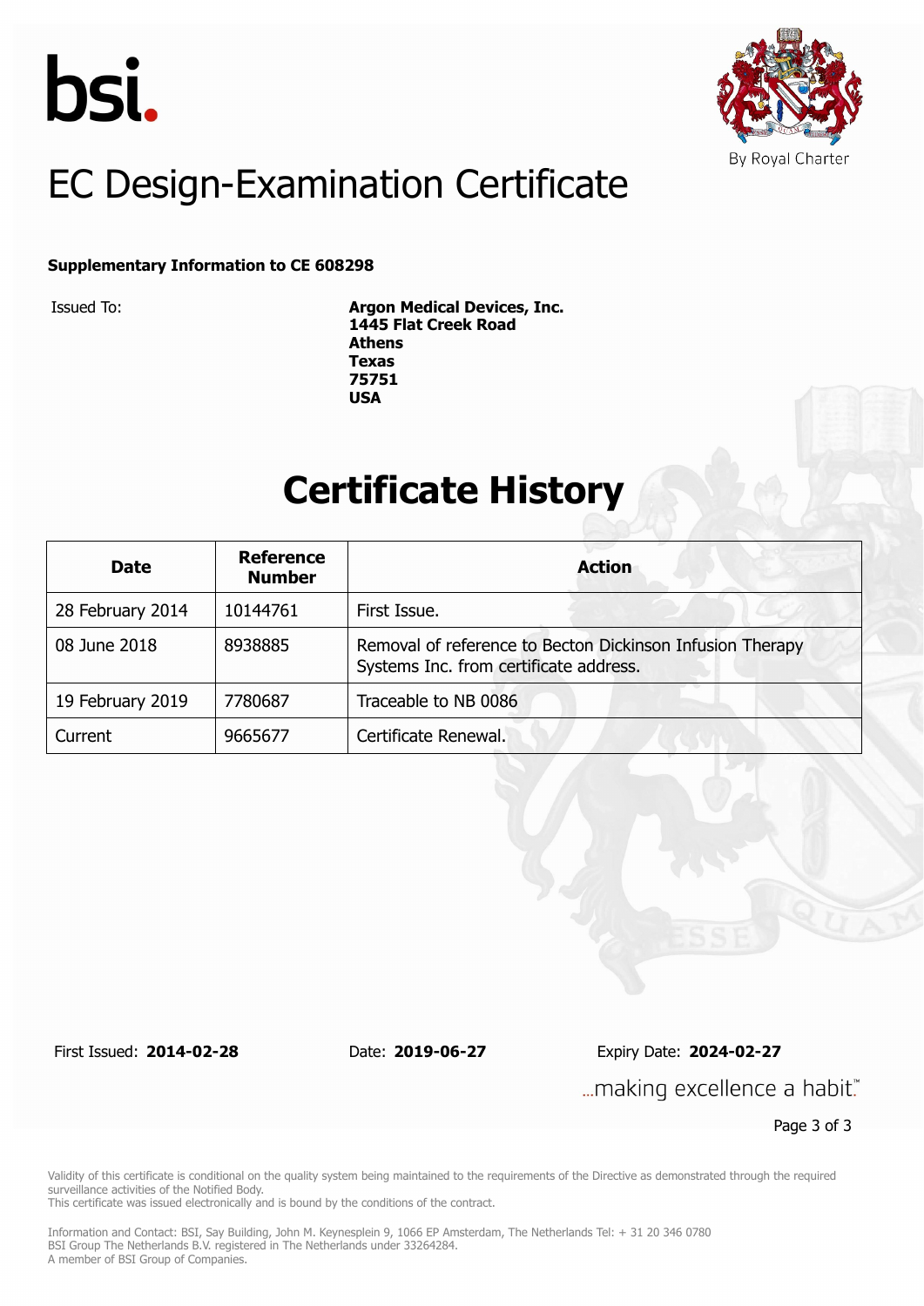bsi.

By Royal Charter

# EC Design-Examination Certificate

**Supplementary Information to CE 608298**

Issued To: **Argon Medical Devices, Inc.**
**1445 Flat Creek Road**
**Athens**
**Texas**
**75751**
**USA**

## Certificate History

| Date | Reference Number | Action |
|---|---|---|
| 28 February 2014 | 10144761 | First Issue. |
| 08 June 2018 | 8938885 | Removal of reference to Becton Dickinson Infusion Therapy Systems Inc. from certificate address. |
| 19 February 2019 | 7780687 | Traceable to NB 0086 |
| Current | 9665677 | Certificate Renewal. |

First Issued: **2014-02-28** Date: **2019-06-27** Expiry Date: **2024-02-27**

...making excellence a habit.™

Validity of this certificate is conditional on the quality system being maintained to the requirements of the Directive as demonstrated through the required surveillance activities of the Notified Body.
This certificate was issued electronically and is bound by the conditions of the contract.

Information and Contact: BSI, Say Building, John M. Keynesplein 9, 1066 EP Amsterdam, The Netherlands Tel: + 31 20 346 0780
BSI Group The Netherlands B.V. registered in The Netherlands under 33264284.
A member of BSI Group of Companies.